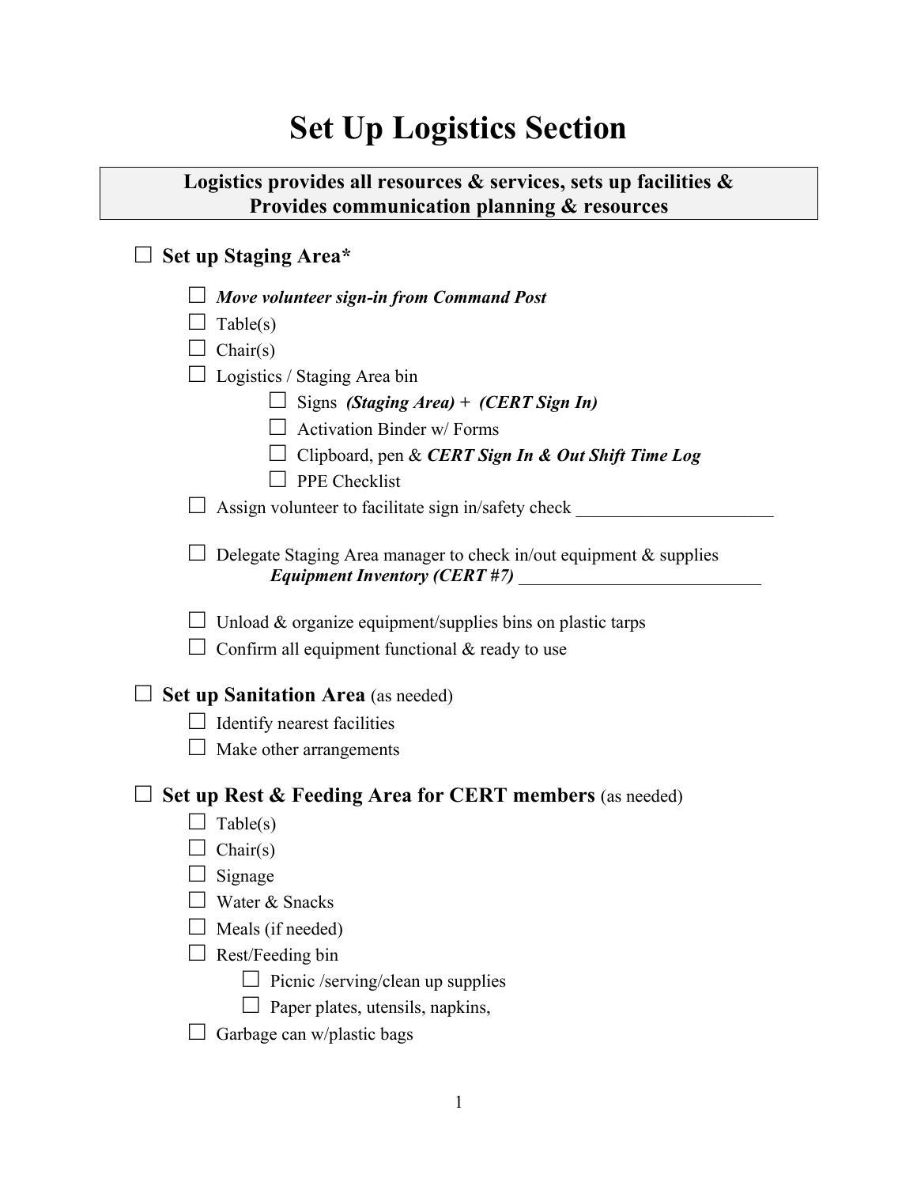# Set Up Logistics Section

**Logistics provides all resources & services, sets up facilities & Provides communication planning & resources**

- ☐ **Set up Staging Area***
  - ☐ ***Move volunteer sign-in from Command Post***
  - ☐ Table(s)
  - ☐ Chair(s)
  - ☐ Logistics / Staging Area bin
    - ☐ Signs ***(Staging Area) + (CERT Sign In)***
    - ☐ Activation Binder w/ Forms
    - ☐ Clipboard, pen & ***CERT Sign In & Out Shift Time Log***
    - ☐ PPE Checklist
  - ☐ Assign volunteer to facilitate sign in/safety check ______________________
  - ☐ Delegate Staging Area manager to check in/out equipment & supplies ***Equipment Inventory (CERT #7)*** ___________________________
  - ☐ Unload & organize equipment/supplies bins on plastic tarps
  - ☐ Confirm all equipment functional & ready to use

- ☐ **Set up Sanitation Area** (as needed)
  - ☐ Identify nearest facilities
  - ☐ Make other arrangements

- ☐ **Set up Rest & Feeding Area for CERT members** (as needed)
  - ☐ Table(s)
  - ☐ Chair(s)
  - ☐ Signage
  - ☐ Water & Snacks
  - ☐ Meals (if needed)
  - ☐ Rest/Feeding bin
    - ☐ Picnic /serving/clean up supplies
    - ☐ Paper plates, utensils, napkins,
  - ☐ Garbage can w/plastic bags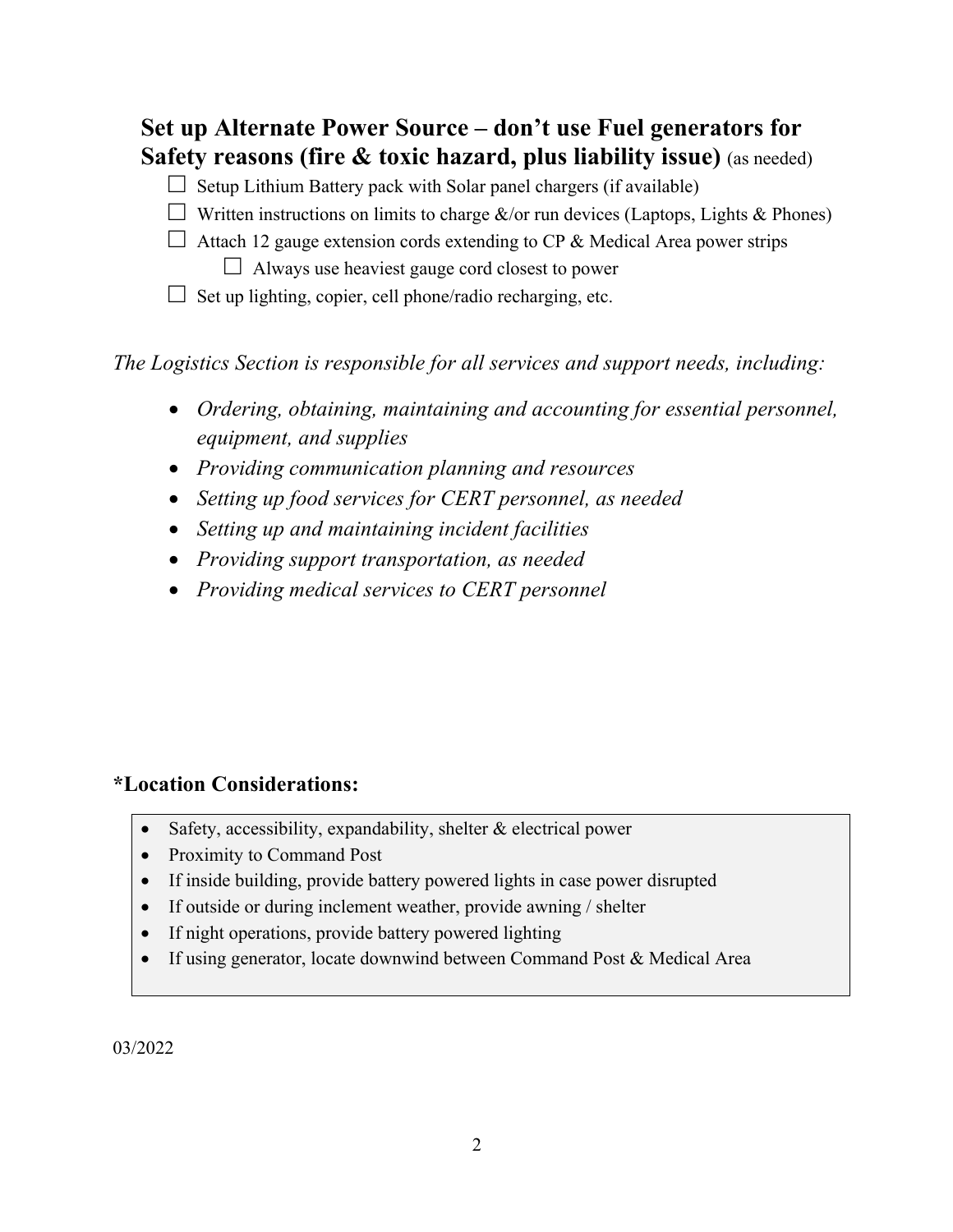## Set up Alternate Power Source – don't use Fuel generators for Safety reasons (fire & toxic hazard, plus liability issue) (as needed)

- ☐ Setup Lithium Battery pack with Solar panel chargers (if available)
- ☐ Written instructions on limits to charge &/or run devices (Laptops, Lights & Phones)
- ☐ Attach 12 gauge extension cords extending to CP & Medical Area power strips
  - ☐ Always use heaviest gauge cord closest to power
- ☐ Set up lighting, copier, cell phone/radio recharging, etc.

*The Logistics Section is responsible for all services and support needs, including:*

- *Ordering, obtaining, maintaining and accounting for essential personnel, equipment, and supplies*
- *Providing communication planning and resources*
- *Setting up food services for CERT personnel, as needed*
- *Setting up and maintaining incident facilities*
- *Providing support transportation, as needed*
- *Providing medical services to CERT personnel*

**\*Location Considerations:**

- Safety, accessibility, expandability, shelter & electrical power
- Proximity to Command Post
- If inside building, provide battery powered lights in case power disrupted
- If outside or during inclement weather, provide awning / shelter
- If night operations, provide battery powered lighting
- If using generator, locate downwind between Command Post & Medical Area

03/2022